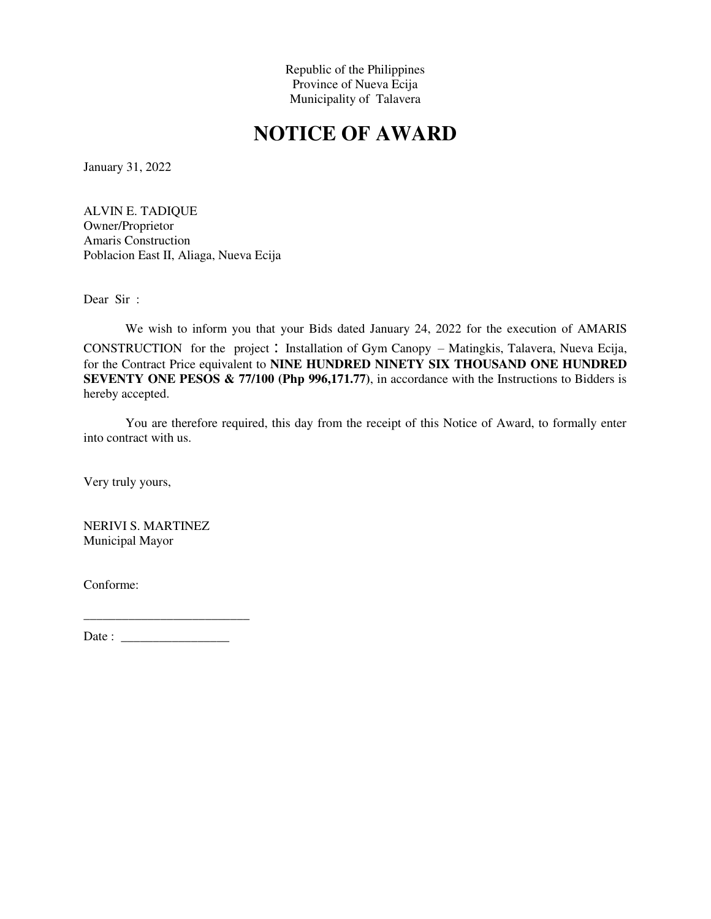Republic of the Philippines
Province of Nueva Ecija
Municipality of Talavera

# NOTICE OF AWARD

January 31, 2022

ALVIN E. TADIQUE
Owner/Proprietor
Amaris Construction
Poblacion East II, Aliaga, Nueva Ecija

Dear Sir :

We wish to inform you that your Bids dated January 24, 2022 for the execution of AMARIS CONSTRUCTION for the project : Installation of Gym Canopy – Matingkis, Talavera, Nueva Ecija, for the Contract Price equivalent to **NINE HUNDRED NINETY SIX THOUSAND ONE HUNDRED SEVENTY ONE PESOS & 77/100 (Php 996,171.77)**, in accordance with the Instructions to Bidders is hereby accepted.

You are therefore required, this day from the receipt of this Notice of Award, to formally enter into contract with us.

Very truly yours,

NERIVI S. MARTINEZ
Municipal Mayor

Conforme:

__________________________

Date : _________________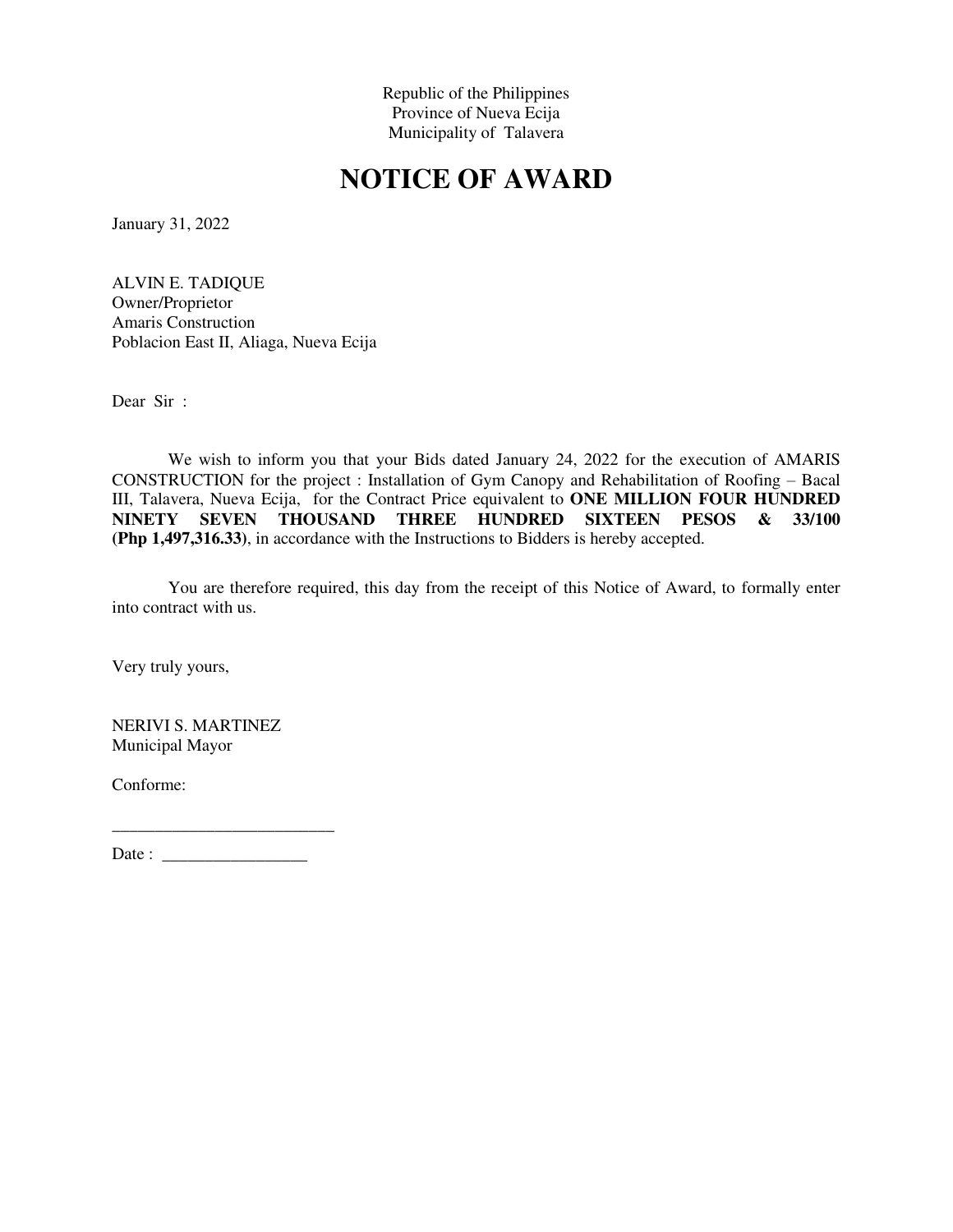Republic of the Philippines
Province of Nueva Ecija
Municipality of Talavera

# NOTICE OF AWARD

January 31, 2022

ALVIN E. TADIQUE
Owner/Proprietor
Amaris Construction
Poblacion East II, Aliaga, Nueva Ecija

Dear Sir :

We wish to inform you that your Bids dated January 24, 2022 for the execution of AMARIS CONSTRUCTION for the project : Installation of Gym Canopy and Rehabilitation of Roofing – Bacal III, Talavera, Nueva Ecija, for the Contract Price equivalent to **ONE MILLION FOUR HUNDRED NINETY SEVEN THOUSAND THREE HUNDRED SIXTEEN PESOS & 33/100 (Php 1,497,316.33)**, in accordance with the Instructions to Bidders is hereby accepted.

You are therefore required, this day from the receipt of this Notice of Award, to formally enter into contract with us.

Very truly yours,

NERIVI S. MARTINEZ
Municipal Mayor

Conforme:

__________________________

Date : _________________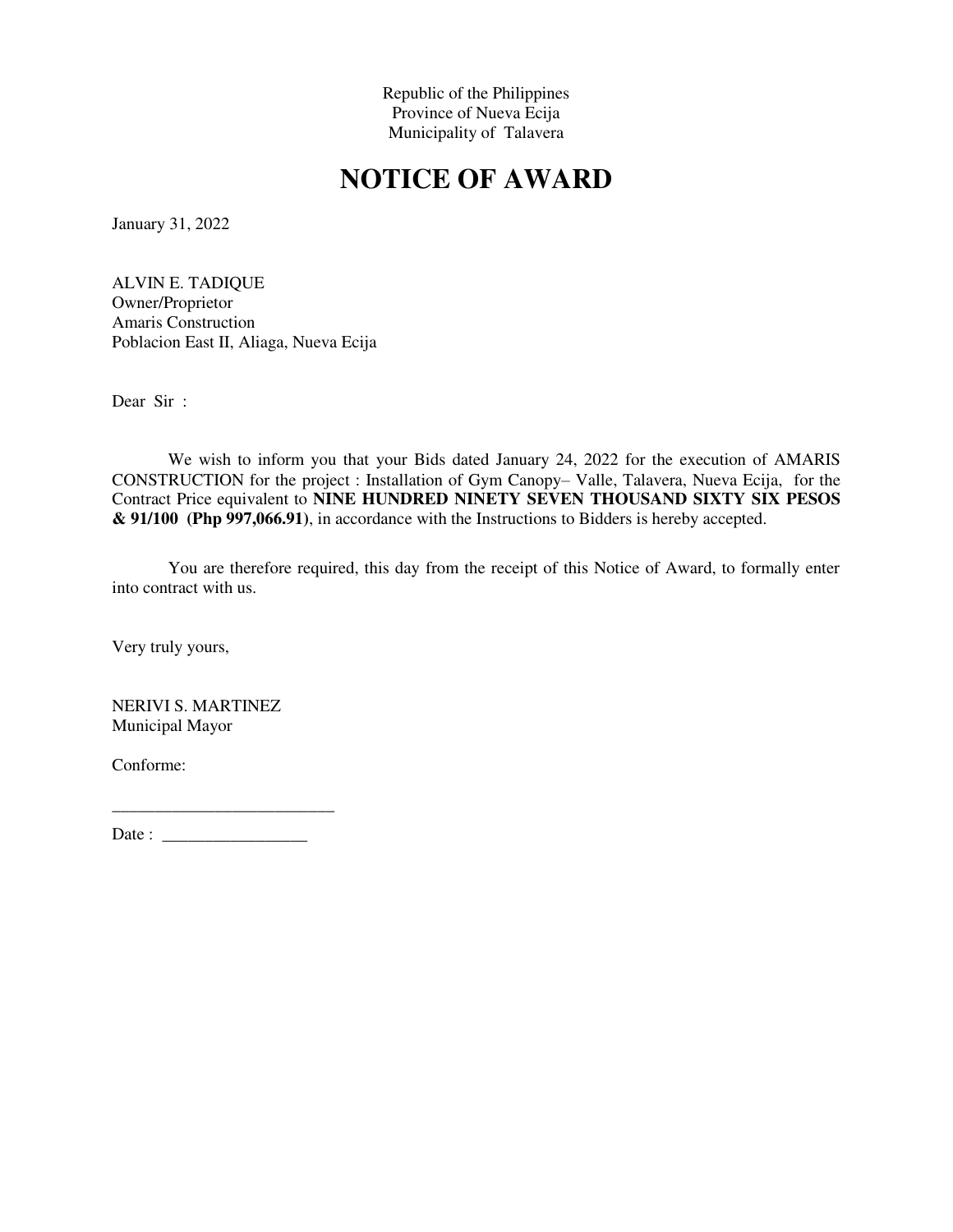Republic of the Philippines
Province of Nueva Ecija
Municipality of Talavera

# NOTICE OF AWARD

January 31, 2022

ALVIN E. TADIQUE
Owner/Proprietor
Amaris Construction
Poblacion East II, Aliaga, Nueva Ecija

Dear Sir :

We wish to inform you that your Bids dated January 24, 2022 for the execution of AMARIS CONSTRUCTION for the project : Installation of Gym Canopy– Valle, Talavera, Nueva Ecija, for the Contract Price equivalent to **NINE HUNDRED NINETY SEVEN THOUSAND SIXTY SIX PESOS & 91/100 (Php 997,066.91)**, in accordance with the Instructions to Bidders is hereby accepted.

You are therefore required, this day from the receipt of this Notice of Award, to formally enter into contract with us.

Very truly yours,

NERIVI S. MARTINEZ
Municipal Mayor

Conforme:

_________________________

Date : _________________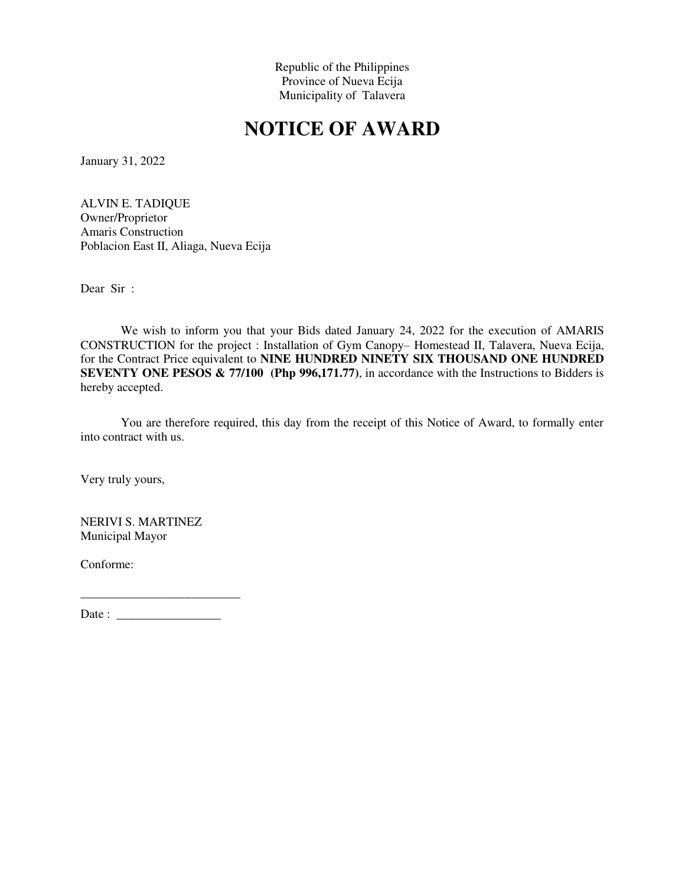Republic of the Philippines
Province of Nueva Ecija
Municipality of Talavera

# NOTICE OF AWARD

January 31, 2022

ALVIN E. TADIQUE
Owner/Proprietor
Amaris Construction
Poblacion East II, Aliaga, Nueva Ecija

Dear Sir :

We wish to inform you that your Bids dated January 24, 2022 for the execution of AMARIS CONSTRUCTION for the project : Installation of Gym Canopy– Homestead II, Talavera, Nueva Ecija, for the Contract Price equivalent to **NINE HUNDRED NINETY SIX THOUSAND ONE HUNDRED SEVENTY ONE PESOS & 77/100 (Php 996,171.77)**, in accordance with the Instructions to Bidders is hereby accepted.

You are therefore required, this day from the receipt of this Notice of Award, to formally enter into contract with us.

Very truly yours,

NERIVI S. MARTINEZ
Municipal Mayor

Conforme:

___________________________

Date : _________________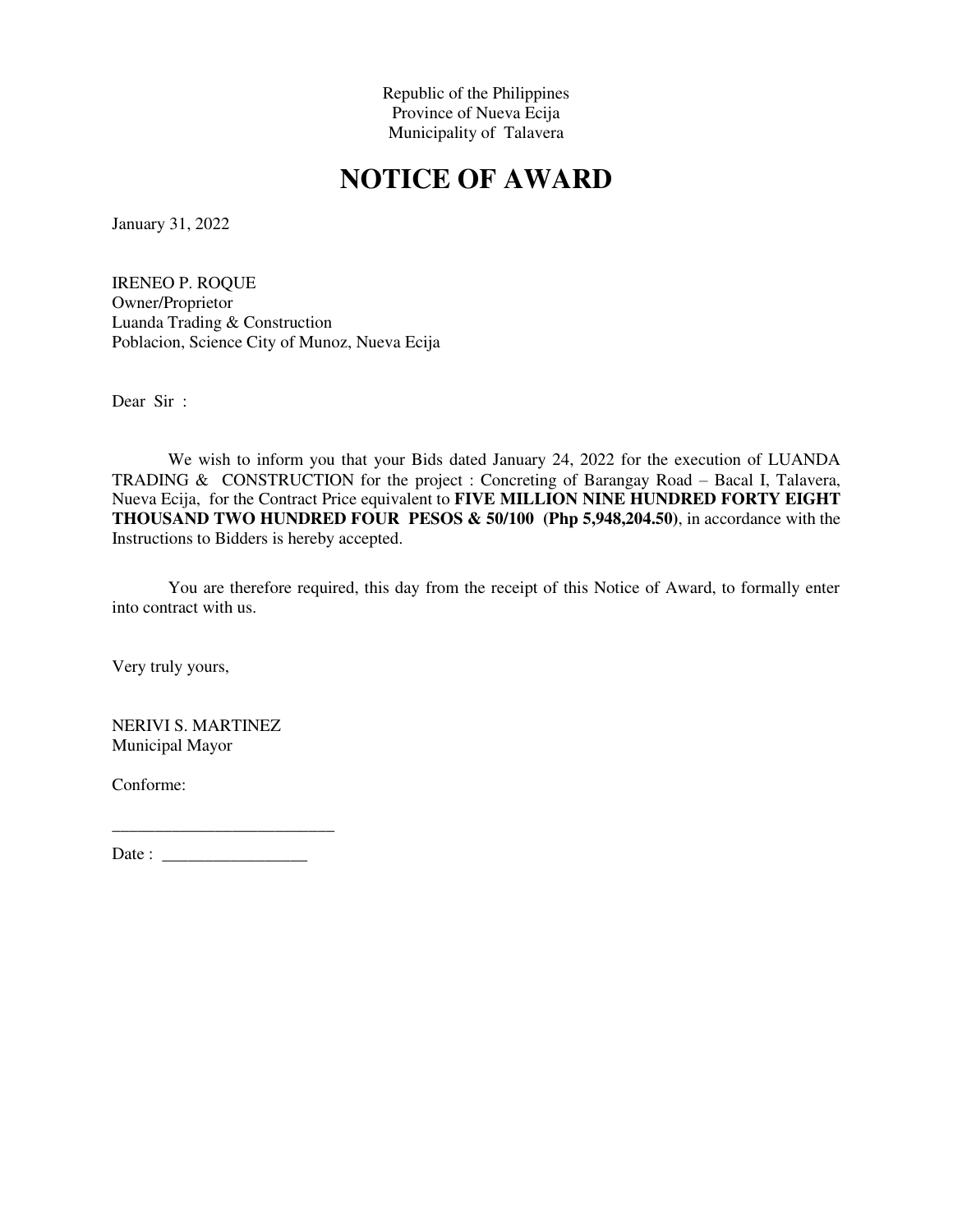Republic of the Philippines
Province of Nueva Ecija
Municipality of Talavera

# NOTICE OF AWARD

January 31, 2022

IRENEO P. ROQUE
Owner/Proprietor
Luanda Trading & Construction
Poblacion, Science City of Munoz, Nueva Ecija

Dear Sir :

We wish to inform you that your Bids dated January 24, 2022 for the execution of LUANDA TRADING & CONSTRUCTION for the project : Concreting of Barangay Road – Bacal I, Talavera, Nueva Ecija, for the Contract Price equivalent to **FIVE MILLION NINE HUNDRED FORTY EIGHT THOUSAND TWO HUNDRED FOUR PESOS & 50/100 (Php 5,948,204.50)**, in accordance with the Instructions to Bidders is hereby accepted.

You are therefore required, this day from the receipt of this Notice of Award, to formally enter into contract with us.

Very truly yours,

NERIVI S. MARTINEZ
Municipal Mayor

Conforme:

__________________________

Date : _________________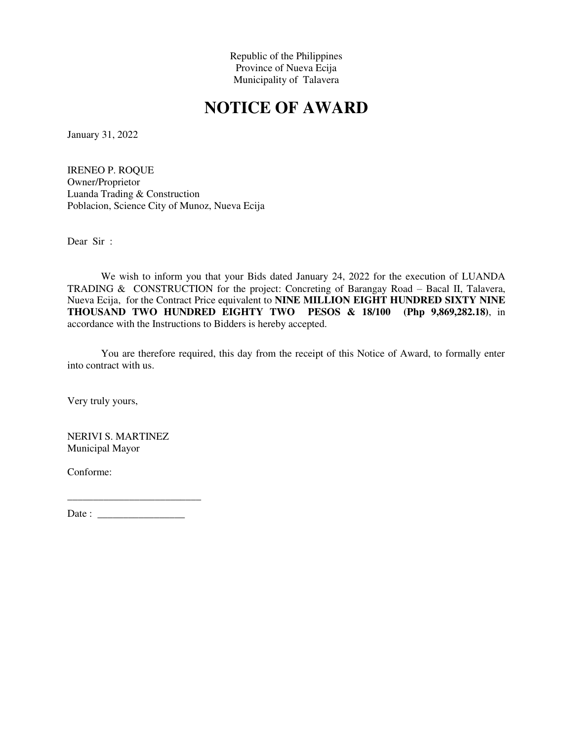Republic of the Philippines
Province of Nueva Ecija
Municipality of Talavera

# NOTICE OF AWARD

January 31, 2022

IRENEO P. ROQUE
Owner/Proprietor
Luanda Trading & Construction
Poblacion, Science City of Munoz, Nueva Ecija

Dear Sir :

We wish to inform you that your Bids dated January 24, 2022 for the execution of LUANDA TRADING & CONSTRUCTION for the project: Concreting of Barangay Road – Bacal II, Talavera, Nueva Ecija, for the Contract Price equivalent to **NINE MILLION EIGHT HUNDRED SIXTY NINE THOUSAND TWO HUNDRED EIGHTY TWO PESOS & 18/100 (Php 9,869,282.18)**, in accordance with the Instructions to Bidders is hereby accepted.

You are therefore required, this day from the receipt of this Notice of Award, to formally enter into contract with us.

Very truly yours,

NERIVI S. MARTINEZ
Municipal Mayor

Conforme:

__________________________

Date : _________________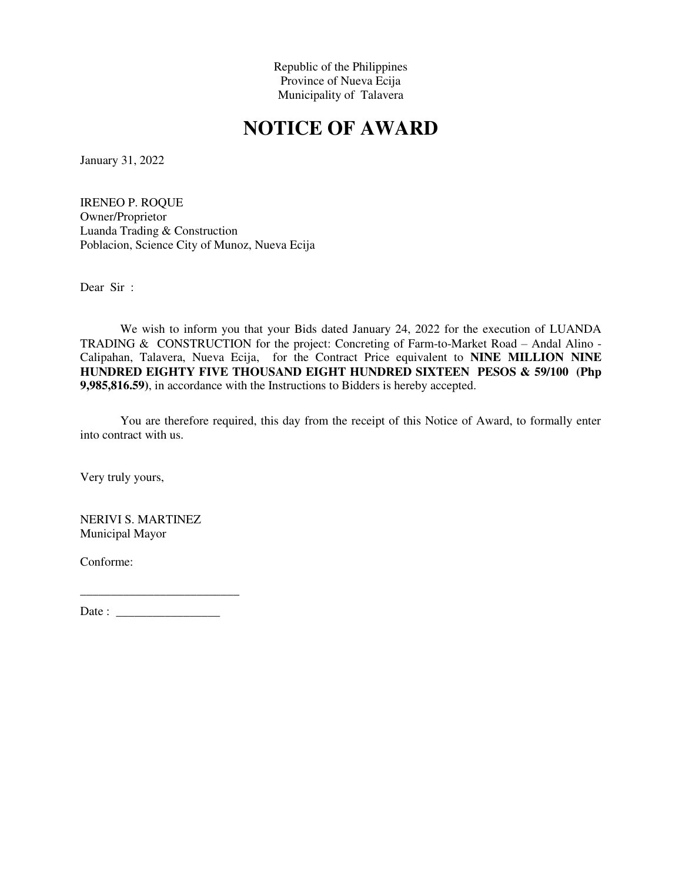Republic of the Philippines
Province of Nueva Ecija
Municipality of Talavera

# NOTICE OF AWARD

January 31, 2022

IRENEO P. ROQUE
Owner/Proprietor
Luanda Trading & Construction
Poblacion, Science City of Munoz, Nueva Ecija

Dear Sir :

We wish to inform you that your Bids dated January 24, 2022 for the execution of LUANDA TRADING & CONSTRUCTION for the project: Concreting of Farm-to-Market Road – Andal Alino - Calipahan, Talavera, Nueva Ecija, for the Contract Price equivalent to **NINE MILLION NINE HUNDRED EIGHTY FIVE THOUSAND EIGHT HUNDRED SIXTEEN PESOS & 59/100 (Php 9,985,816.59)**, in accordance with the Instructions to Bidders is hereby accepted.

You are therefore required, this day from the receipt of this Notice of Award, to formally enter into contract with us.

Very truly yours,

NERIVI S. MARTINEZ
Municipal Mayor

Conforme:

__________________________

Date : _________________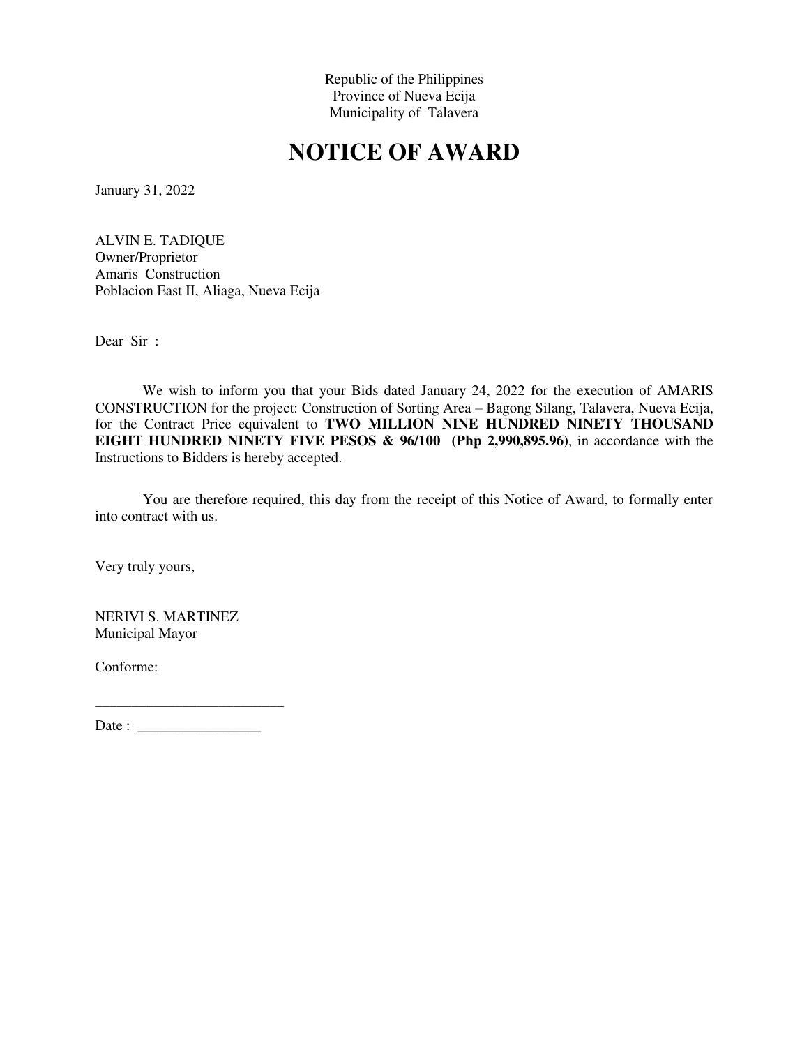Republic of the Philippines
Province of Nueva Ecija
Municipality of Talavera

# NOTICE OF AWARD

January 31, 2022

ALVIN E. TADIQUE
Owner/Proprietor
Amaris Construction
Poblacion East II, Aliaga, Nueva Ecija

Dear Sir :

We wish to inform you that your Bids dated January 24, 2022 for the execution of AMARIS CONSTRUCTION for the project: Construction of Sorting Area – Bagong Silang, Talavera, Nueva Ecija, for the Contract Price equivalent to **TWO MILLION NINE HUNDRED NINETY THOUSAND EIGHT HUNDRED NINETY FIVE PESOS & 96/100 (Php 2,990,895.96)**, in accordance with the Instructions to Bidders is hereby accepted.

You are therefore required, this day from the receipt of this Notice of Award, to formally enter into contract with us.

Very truly yours,

NERIVI S. MARTINEZ
Municipal Mayor

Conforme:

__________________________

Date : _________________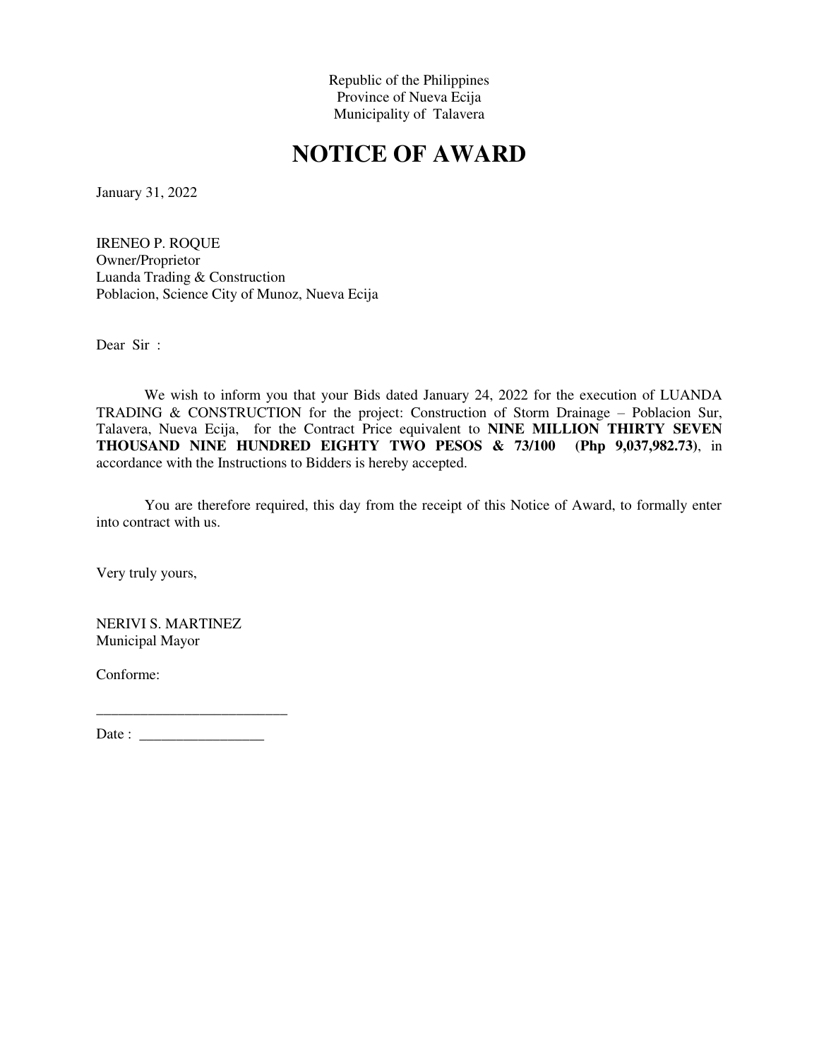Republic of the Philippines
Province of Nueva Ecija
Municipality of Talavera

# NOTICE OF AWARD

January 31, 2022

IRENEO P. ROQUE
Owner/Proprietor
Luanda Trading & Construction
Poblacion, Science City of Munoz, Nueva Ecija

Dear Sir :

We wish to inform you that your Bids dated January 24, 2022 for the execution of LUANDA TRADING & CONSTRUCTION for the project: Construction of Storm Drainage – Poblacion Sur, Talavera, Nueva Ecija, for the Contract Price equivalent to **NINE MILLION THIRTY SEVEN THOUSAND NINE HUNDRED EIGHTY TWO PESOS & 73/100 (Php 9,037,982.73)**, in accordance with the Instructions to Bidders is hereby accepted.

You are therefore required, this day from the receipt of this Notice of Award, to formally enter into contract with us.

Very truly yours,

NERIVI S. MARTINEZ
Municipal Mayor

Conforme:

__________________________

Date : _________________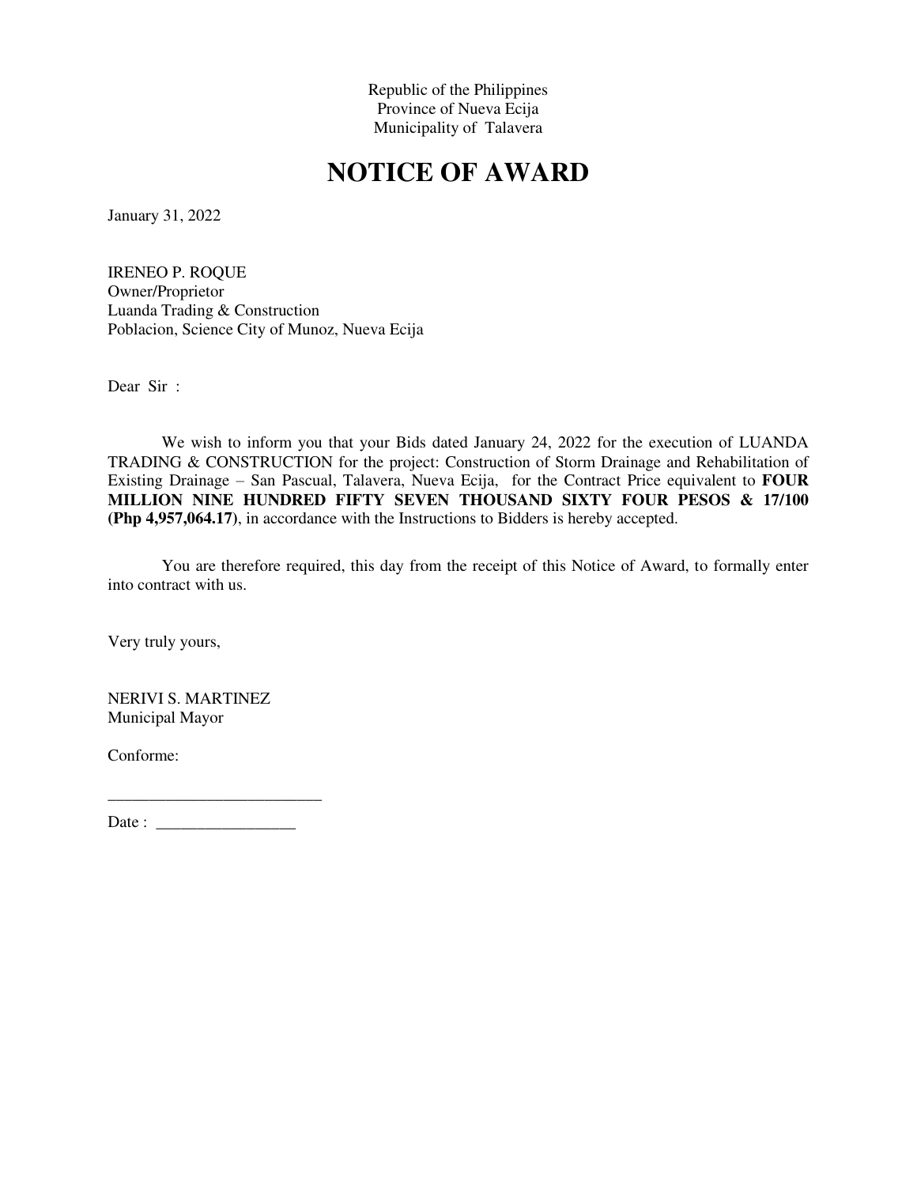Republic of the Philippines
Province of Nueva Ecija
Municipality of Talavera

# NOTICE OF AWARD

January 31, 2022

IRENEO P. ROQUE
Owner/Proprietor
Luanda Trading & Construction
Poblacion, Science City of Munoz, Nueva Ecija

Dear Sir :

We wish to inform you that your Bids dated January 24, 2022 for the execution of LUANDA TRADING & CONSTRUCTION for the project: Construction of Storm Drainage and Rehabilitation of Existing Drainage – San Pascual, Talavera, Nueva Ecija, for the Contract Price equivalent to **FOUR MILLION NINE HUNDRED FIFTY SEVEN THOUSAND SIXTY FOUR PESOS & 17/100 (Php 4,957,064.17)**, in accordance with the Instructions to Bidders is hereby accepted.

You are therefore required, this day from the receipt of this Notice of Award, to formally enter into contract with us.

Very truly yours,

NERIVI S. MARTINEZ
Municipal Mayor

Conforme:

_________________________

Date : _________________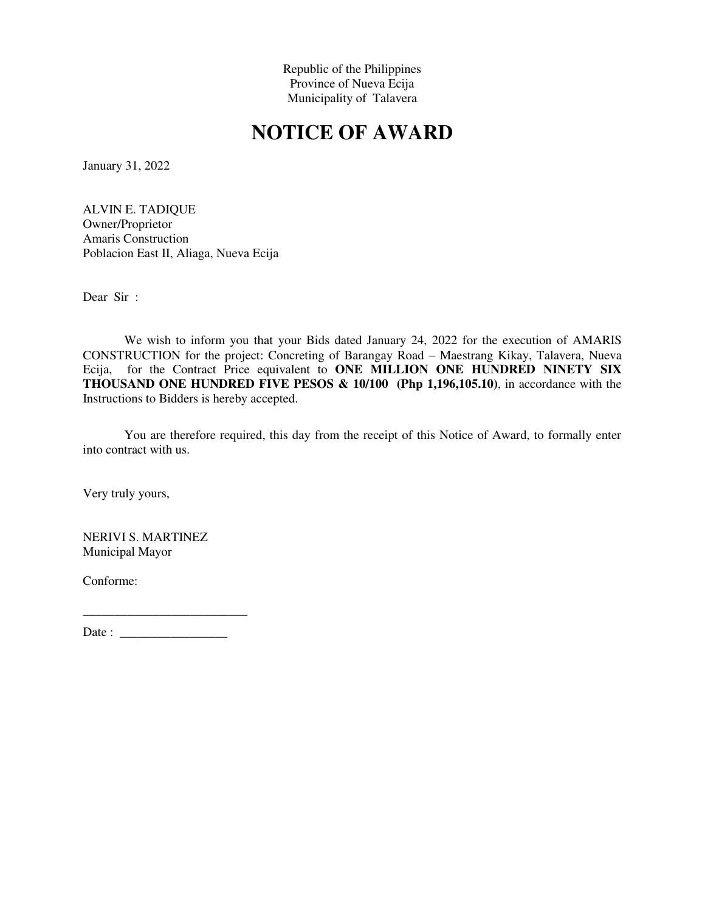Republic of the Philippines
Province of Nueva Ecija
Municipality of Talavera

# NOTICE OF AWARD

January 31, 2022

ALVIN E. TADIQUE
Owner/Proprietor
Amaris Construction
Poblacion East II, Aliaga, Nueva Ecija

Dear Sir :

We wish to inform you that your Bids dated January 24, 2022 for the execution of AMARIS CONSTRUCTION for the project: Concreting of Barangay Road – Maestrang Kikay, Talavera, Nueva Ecija, for the Contract Price equivalent to **ONE MILLION ONE HUNDRED NINETY SIX THOUSAND ONE HUNDRED FIVE PESOS & 10/100 (Php 1,196,105.10)**, in accordance with the Instructions to Bidders is hereby accepted.

You are therefore required, this day from the receipt of this Notice of Award, to formally enter into contract with us.

Very truly yours,

NERIVI S. MARTINEZ
Municipal Mayor

Conforme:

__________________________

Date : _________________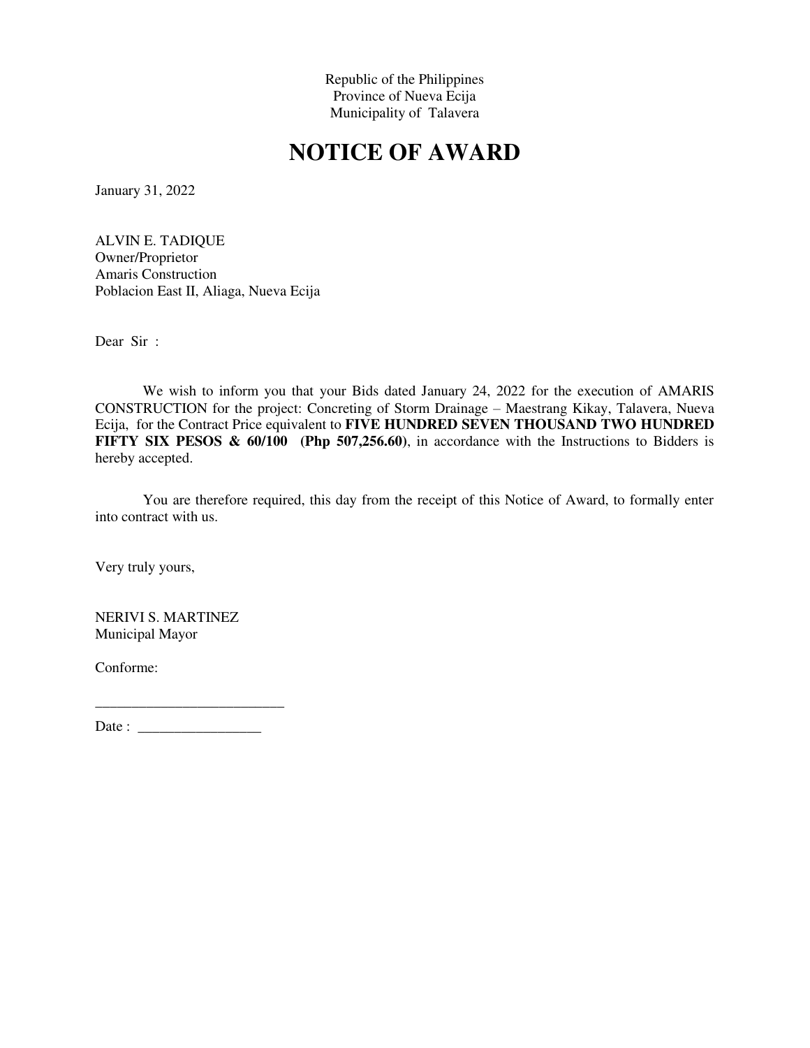Republic of the Philippines
Province of Nueva Ecija
Municipality of Talavera

# NOTICE OF AWARD

January 31, 2022

ALVIN E. TADIQUE
Owner/Proprietor
Amaris Construction
Poblacion East II, Aliaga, Nueva Ecija

Dear Sir :

We wish to inform you that your Bids dated January 24, 2022 for the execution of AMARIS CONSTRUCTION for the project: Concreting of Storm Drainage – Maestrang Kikay, Talavera, Nueva Ecija, for the Contract Price equivalent to **FIVE HUNDRED SEVEN THOUSAND TWO HUNDRED FIFTY SIX PESOS & 60/100 (Php 507,256.60)**, in accordance with the Instructions to Bidders is hereby accepted.

You are therefore required, this day from the receipt of this Notice of Award, to formally enter into contract with us.

Very truly yours,

NERIVI S. MARTINEZ
Municipal Mayor

Conforme:

__________________________

Date : _________________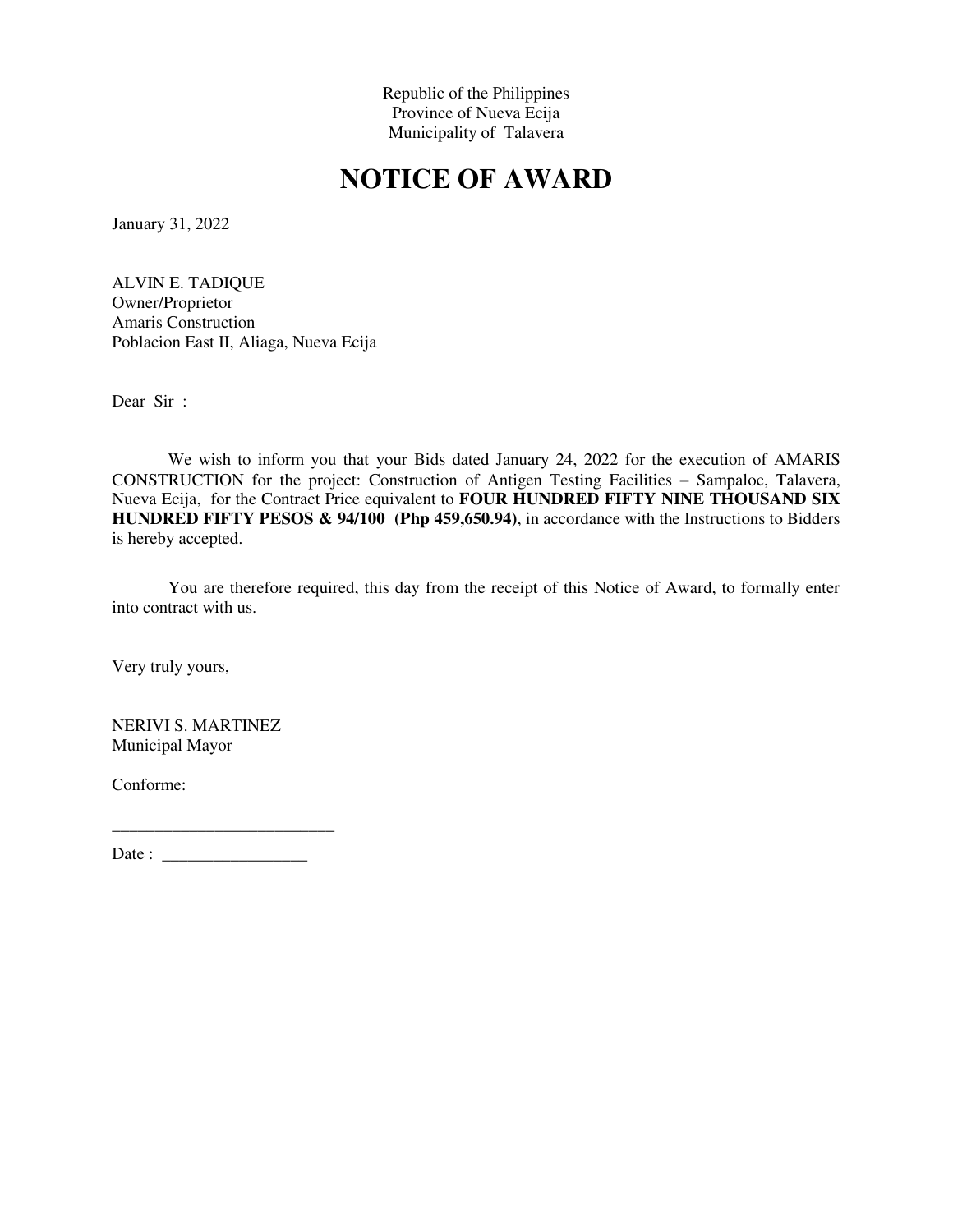Republic of the Philippines
Province of Nueva Ecija
Municipality of Talavera

# NOTICE OF AWARD

January 31, 2022

ALVIN E. TADIQUE
Owner/Proprietor
Amaris Construction
Poblacion East II, Aliaga, Nueva Ecija

Dear Sir :

We wish to inform you that your Bids dated January 24, 2022 for the execution of AMARIS CONSTRUCTION for the project: Construction of Antigen Testing Facilities – Sampaloc, Talavera, Nueva Ecija, for the Contract Price equivalent to **FOUR HUNDRED FIFTY NINE THOUSAND SIX HUNDRED FIFTY PESOS & 94/100 (Php 459,650.94)**, in accordance with the Instructions to Bidders is hereby accepted.

You are therefore required, this day from the receipt of this Notice of Award, to formally enter into contract with us.

Very truly yours,

NERIVI S. MARTINEZ
Municipal Mayor

Conforme:

__________________________

Date : _________________